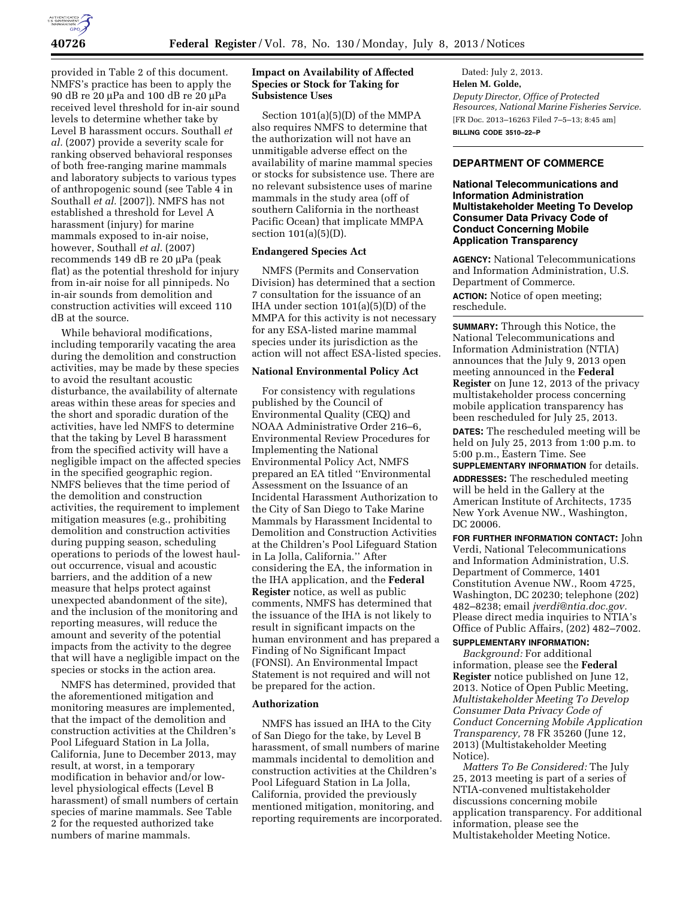provided in Table 2 of this document. NMFS's practice has been to apply the 90 dB re 20 µPa and 100 dB re 20 µPa received level threshold for in-air sound levels to determine whether take by Level B harassment occurs. Southall *et al.* (2007) provide a severity scale for ranking observed behavioral responses of both free-ranging marine mammals and laboratory subjects to various types of anthropogenic sound (see Table 4 in Southall *et al.* [2007]). NMFS has not established a threshold for Level A harassment (injury) for marine mammals exposed to in-air noise, however, Southall *et al.* (2007) recommends 149 dB re 20 µPa (peak flat) as the potential threshold for injury from in-air noise for all pinnipeds. No in-air sounds from demolition and construction activities will exceed 110 dB at the source.

While behavioral modifications, including temporarily vacating the area during the demolition and construction activities, may be made by these species to avoid the resultant acoustic disturbance, the availability of alternate areas within these areas for species and the short and sporadic duration of the activities, have led NMFS to determine that the taking by Level B harassment from the specified activity will have a negligible impact on the affected species in the specified geographic region. NMFS believes that the time period of the demolition and construction activities, the requirement to implement mitigation measures (e.g., prohibiting demolition and construction activities during pupping season, scheduling operations to periods of the lowest haul-out occurrence, visual and acoustic barriers, and the addition of a new measure that helps protect against unexpected abandonment of the site), and the inclusion of the monitoring and reporting measures, will reduce the amount and severity of the potential impacts from the activity to the degree that will have a negligible impact on the species or stocks in the action area.

NMFS has determined, provided that the aforementioned mitigation and monitoring measures are implemented, that the impact of the demolition and construction activities at the Children's Pool Lifeguard Station in La Jolla, California, June to December 2013, may result, at worst, in a temporary modification in behavior and/or low-level physiological effects (Level B harassment) of small numbers of certain species of marine mammals. See Table 2 for the requested authorized take numbers of marine mammals.

### Impact on Availability of Affected Species or Stock for Taking for Subsistence Uses

Section 101(a)(5)(D) of the MMPA also requires NMFS to determine that the authorization will not have an unmitigable adverse effect on the availability of marine mammal species or stocks for subsistence use. There are no relevant subsistence uses of marine mammals in the study area (off of southern California in the northeast Pacific Ocean) that implicate MMPA section 101(a)(5)(D).

### Endangered Species Act

NMFS (Permits and Conservation Division) has determined that a section 7 consultation for the issuance of an IHA under section 101(a)(5)(D) of the MMPA for this activity is not necessary for any ESA-listed marine mammal species under its jurisdiction as the action will not affect ESA-listed species.

### National Environmental Policy Act

For consistency with regulations published by the Council of Environmental Quality (CEQ) and NOAA Administrative Order 216–6, Environmental Review Procedures for Implementing the National Environmental Policy Act, NMFS prepared an EA titled ''Environmental Assessment on the Issuance of an Incidental Harassment Authorization to the City of San Diego to Take Marine Mammals by Harassment Incidental to Demolition and Construction Activities at the Children's Pool Lifeguard Station in La Jolla, California.'' After considering the EA, the information in the IHA application, and the **Federal Register** notice, as well as public comments, NMFS has determined that the issuance of the IHA is not likely to result in significant impacts on the human environment and has prepared a Finding of No Significant Impact (FONSI). An Environmental Impact Statement is not required and will not be prepared for the action.

### Authorization

NMFS has issued an IHA to the City of San Diego for the take, by Level B harassment, of small numbers of marine mammals incidental to demolition and construction activities at the Children's Pool Lifeguard Station in La Jolla, California, provided the previously mentioned mitigation, monitoring, and reporting requirements are incorporated.

Dated: July 2, 2013.

**Helen M. Golde,**

*Deputy Director, Office of Protected Resources, National Marine Fisheries Service.*

[FR Doc. 2013–16263 Filed 7–5–13; 8:45 am]

**BILLING CODE 3510–22–P**

---

## DEPARTMENT OF COMMERCE

### National Telecommunications and Information Administration Multistakeholder Meeting To Develop Consumer Data Privacy Code of Conduct Concerning Mobile Application Transparency

**AGENCY:** National Telecommunications and Information Administration, U.S. Department of Commerce.

**ACTION:** Notice of open meeting; reschedule.

**SUMMARY:** Through this Notice, the National Telecommunications and Information Administration (NTIA) announces that the July 9, 2013 open meeting announced in the **Federal Register** on June 12, 2013 of the privacy multistakeholder process concerning mobile application transparency has been rescheduled for July 25, 2013.

**DATES:** The rescheduled meeting will be held on July 25, 2013 from 1:00 p.m. to 5:00 p.m., Eastern Time. See **SUPPLEMENTARY INFORMATION** for details.

**ADDRESSES:** The rescheduled meeting will be held in the Gallery at the American Institute of Architects, 1735 New York Avenue NW., Washington, DC 20006.

**FOR FURTHER INFORMATION CONTACT:** John Verdi, National Telecommunications and Information Administration, U.S. Department of Commerce, 1401 Constitution Avenue NW., Room 4725, Washington, DC 20230; telephone (202) 482–8238; email *jverdi@ntia.doc.gov.* Please direct media inquiries to NTIA's Office of Public Affairs, (202) 482–7002.

**SUPPLEMENTARY INFORMATION:**

*Background:* For additional information, please see the **Federal Register** notice published on June 12, 2013. Notice of Open Public Meeting, *Multistakeholder Meeting To Develop Consumer Data Privacy Code of Conduct Concerning Mobile Application Transparency,* 78 FR 35260 (June 12, 2013) (Multistakeholder Meeting Notice).

*Matters To Be Considered:* The July 25, 2013 meeting is part of a series of NTIA-convened multistakeholder discussions concerning mobile application transparency. For additional information, please see the Multistakeholder Meeting Notice.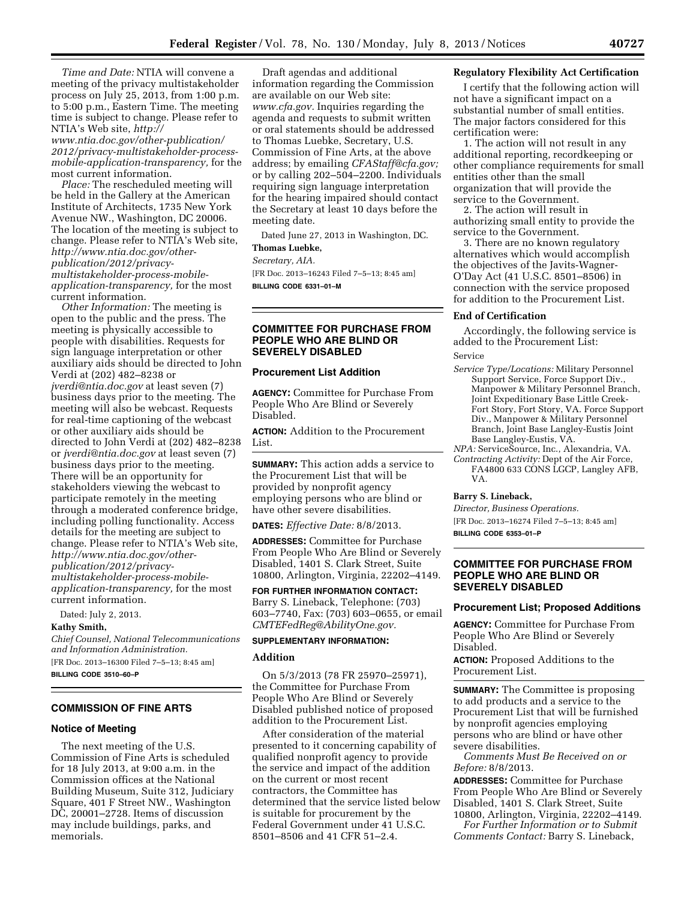*Time and Date:* NTIA will convene a meeting of the privacy multistakeholder process on July 25, 2013, from 1:00 p.m. to 5:00 p.m., Eastern Time. The meeting time is subject to change. Please refer to NTIA's Web site, *http://www.ntia.doc.gov/other-publication/2012/privacy-multistakeholder-process-mobile-application-transparency,* for the most current information.

*Place:* The rescheduled meeting will be held in the Gallery at the American Institute of Architects, 1735 New York Avenue NW., Washington, DC 20006. The location of the meeting is subject to change. Please refer to NTIA's Web site, *http://www.ntia.doc.gov/other-publication/2012/privacy-multistakeholder-process-mobile-application-transparency,* for the most current information.

*Other Information:* The meeting is open to the public and the press. The meeting is physically accessible to people with disabilities. Requests for sign language interpretation or other auxiliary aids should be directed to John Verdi at (202) 482–8238 or *jverdi@ntia.doc.gov* at least seven (7) business days prior to the meeting. The meeting will also be webcast. Requests for real-time captioning of the webcast or other auxiliary aids should be directed to John Verdi at (202) 482–8238 or *jverdi@ntia.doc.gov* at least seven (7) business days prior to the meeting. There will be an opportunity for stakeholders viewing the webcast to participate remotely in the meeting through a moderated conference bridge, including polling functionality. Access details for the meeting are subject to change. Please refer to NTIA's Web site, *http://www.ntia.doc.gov/other-publication/2012/privacy-multistakeholder-process-mobile-application-transparency,* for the most current information.

Dated: July 2, 2013.

**Kathy Smith,**

*Chief Counsel, National Telecommunications and Information Administration.*

[FR Doc. 2013–16300 Filed 7–5–13; 8:45 am]

**BILLING CODE 3510–60–P**

## COMMISSION OF FINE ARTS

### Notice of Meeting

The next meeting of the U.S. Commission of Fine Arts is scheduled for 18 July 2013, at 9:00 a.m. in the Commission offices at the National Building Museum, Suite 312, Judiciary Square, 401 F Street NW., Washington DC, 20001–2728. Items of discussion may include buildings, parks, and memorials.

Draft agendas and additional information regarding the Commission are available on our Web site: *www.cfa.gov.* Inquiries regarding the agenda and requests to submit written or oral statements should be addressed to Thomas Luebke, Secretary, U.S. Commission of Fine Arts, at the above address; by emailing *CFAStaff@cfa.gov;* or by calling 202–504–2200. Individuals requiring sign language interpretation for the hearing impaired should contact the Secretary at least 10 days before the meeting date.

Dated June 27, 2013 in Washington, DC.

**Thomas Luebke,**

*Secretary, AIA.*

[FR Doc. 2013–16243 Filed 7–5–13; 8:45 am]

**BILLING CODE 6331–01–M**

## COMMITTEE FOR PURCHASE FROM PEOPLE WHO ARE BLIND OR SEVERELY DISABLED

### Procurement List Addition

**AGENCY:** Committee for Purchase From People Who Are Blind or Severely Disabled.

**ACTION:** Addition to the Procurement List.

**SUMMARY:** This action adds a service to the Procurement List that will be provided by nonprofit agency employing persons who are blind or have other severe disabilities.

**DATES:** *Effective Date:* 8/8/2013.

**ADDRESSES:** Committee for Purchase From People Who Are Blind or Severely Disabled, 1401 S. Clark Street, Suite 10800, Arlington, Virginia, 22202–4149.

**FOR FURTHER INFORMATION CONTACT:** Barry S. Lineback, Telephone: (703) 603–7740, Fax: (703) 603–0655, or email *CMTEFedReg@AbilityOne.gov.*

**SUPPLEMENTARY INFORMATION:**

### Addition

On 5/3/2013 (78 FR 25970–25971), the Committee for Purchase From People Who Are Blind or Severely Disabled published notice of proposed addition to the Procurement List.

After consideration of the material presented to it concerning capability of qualified nonprofit agency to provide the service and impact of the addition on the current or most recent contractors, the Committee has determined that the service listed below is suitable for procurement by the Federal Government under 41 U.S.C. 8501–8506 and 41 CFR 51–2.4.

### Regulatory Flexibility Act Certification

I certify that the following action will not have a significant impact on a substantial number of small entities. The major factors considered for this certification were:

1. The action will not result in any additional reporting, recordkeeping or other compliance requirements for small entities other than the small organization that will provide the service to the Government.
2. The action will result in authorizing small entity to provide the service to the Government.
3. There are no known regulatory alternatives which would accomplish the objectives of the Javits-Wagner-O'Day Act (41 U.S.C. 8501–8506) in connection with the service proposed for addition to the Procurement List.

### End of Certification

Accordingly, the following service is added to the Procurement List:

Service

*Service Type/Locations:* Military Personnel Support Service, Force Support Div., Manpower & Military Personnel Branch, Joint Expeditionary Base Little Creek-Fort Story, Fort Story, VA. Force Support Div., Manpower & Military Personnel Branch, Joint Base Langley-Eustis Joint Base Langley-Eustis, VA.

*NPA:* ServiceSource, Inc., Alexandria, VA.

*Contracting Activity:* Dept of the Air Force, FA4800 633 CONS LGCP, Langley AFB, VA.

**Barry S. Lineback,**

*Director, Business Operations.*

[FR Doc. 2013–16274 Filed 7–5–13; 8:45 am]

**BILLING CODE 6353–01–P**

## COMMITTEE FOR PURCHASE FROM PEOPLE WHO ARE BLIND OR SEVERELY DISABLED

### Procurement List; Proposed Additions

**AGENCY:** Committee for Purchase From People Who Are Blind or Severely Disabled.

**ACTION:** Proposed Additions to the Procurement List.

**SUMMARY:** The Committee is proposing to add products and a service to the Procurement List that will be furnished by nonprofit agencies employing persons who are blind or have other severe disabilities.

*Comments Must Be Received on or Before:* 8/8/2013.

**ADDRESSES:** Committee for Purchase From People Who Are Blind or Severely Disabled, 1401 S. Clark Street, Suite 10800, Arlington, Virginia, 22202–4149.

*For Further Information or to Submit Comments Contact:* Barry S. Lineback,